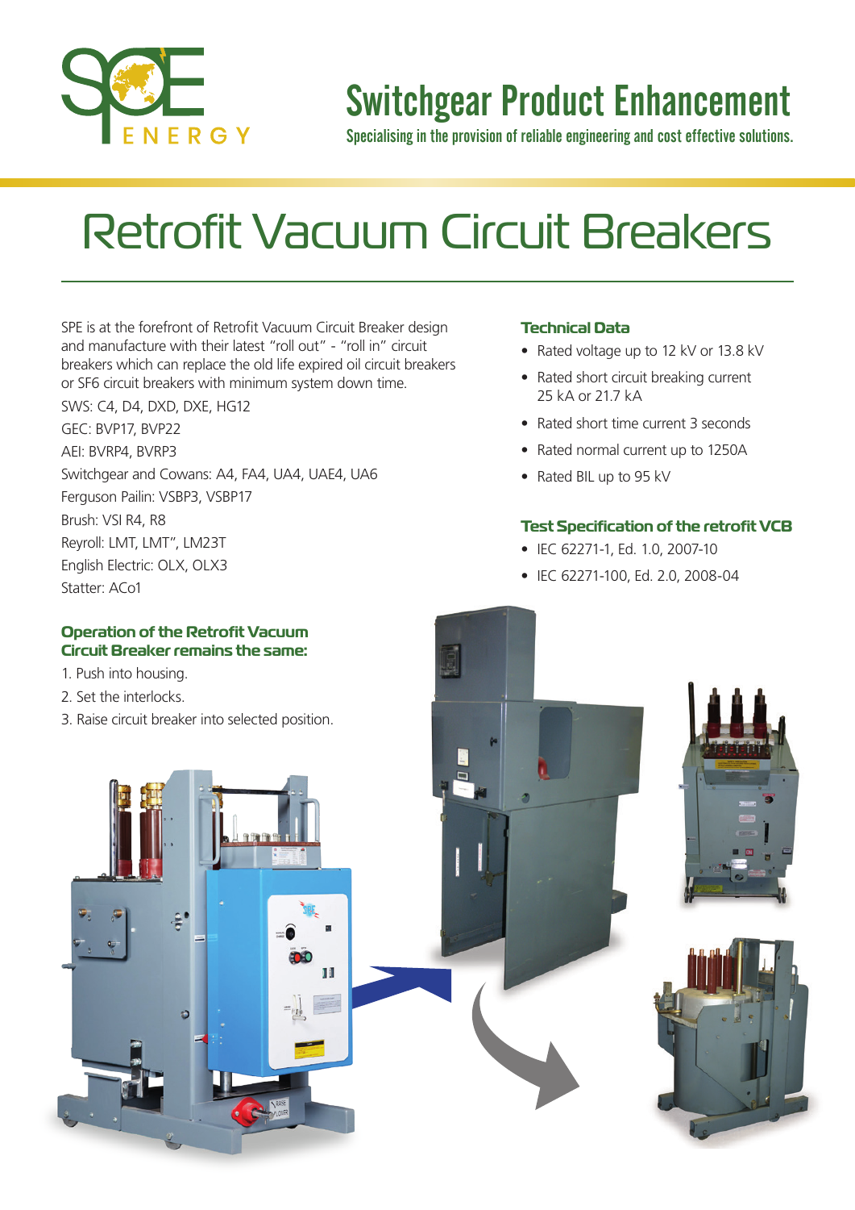# Switchgear Product Enhancement

Specialising in the provision of reliable engineering and cost effective solutions.

# Retrofit Vacuum Circuit Breakers

SPE is at the forefront of Retrofit Vacuum Circuit Breaker design and manufacture with their latest "roll out" - "roll in" circuit breakers which can replace the old life expired oil circuit breakers or SF6 circuit breakers with minimum system down time.

SWS: C4, D4, DXD, DXE, HG12

GEC: BVP17, BVP22

AEI: BVRP4, BVRP3

Switchgear and Cowans: A4, FA4, UA4, UAE4, UA6

Ferguson Pailin: VSBP3, VSBP17

Brush: VSI R4, R8

Reyroll: LMT, LMT", LM23T

English Electric: OLX, OLX3

Statter: ACo1

### Operation of the Retrofit Vacuum Circuit Breaker remains the same:

1. Push into housing.
2. Set the interlocks.
3. Raise circuit breaker into selected position.

### Technical Data

- Rated voltage up to 12 kV or 13.8 kV
- Rated short circuit breaking current 25 kA or 21.7 kA
- Rated short time current 3 seconds
- Rated normal current up to 1250A
- Rated BIL up to 95 kV

### Test Specification of the retrofit VCB

- IEC 62271-1, Ed. 1.0, 2007-10
- IEC 62271-100, Ed. 2.0, 2008-04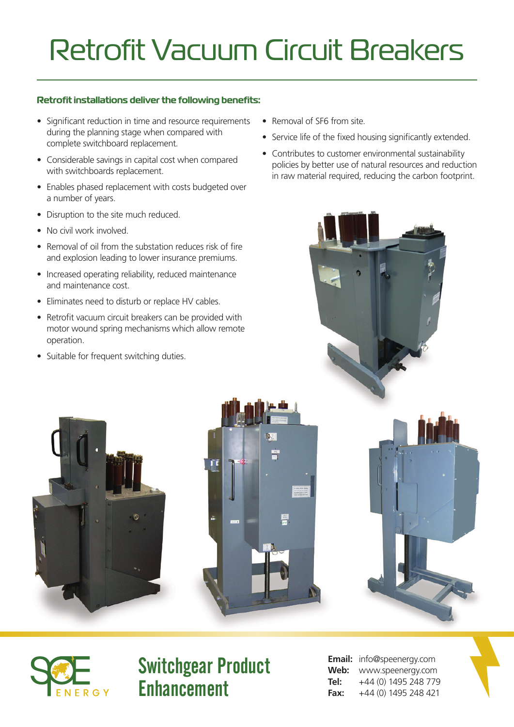# Retrofit Vacuum Circuit Breakers

**Retrofit installations deliver the following benefits:**

- Significant reduction in time and resource requirements during the planning stage when compared with complete switchboard replacement.
- Considerable savings in capital cost when compared with switchboards replacement.
- Enables phased replacement with costs budgeted over a number of years.
- Disruption to the site much reduced.
- No civil work involved.
- Removal of oil from the substation reduces risk of fire and explosion leading to lower insurance premiums.
- Increased operating reliability, reduced maintenance and maintenance cost.
- Eliminates need to disturb or replace HV cables.
- Retrofit vacuum circuit breakers can be provided with motor wound spring mechanisms which allow remote operation.
- Suitable for frequent switching duties.
- Removal of SF6 from site.
- Service life of the fixed housing significantly extended.
- Contributes to customer environmental sustainability policies by better use of natural resources and reduction in raw material required, reducing the carbon footprint.

SPE ENERGY

**Switchgear Product Enhancement**

**Email:** info@speenergy.com
**Web:** www.speenergy.com
**Tel:** +44 (0) 1495 248 779
**Fax:** +44 (0) 1495 248 421